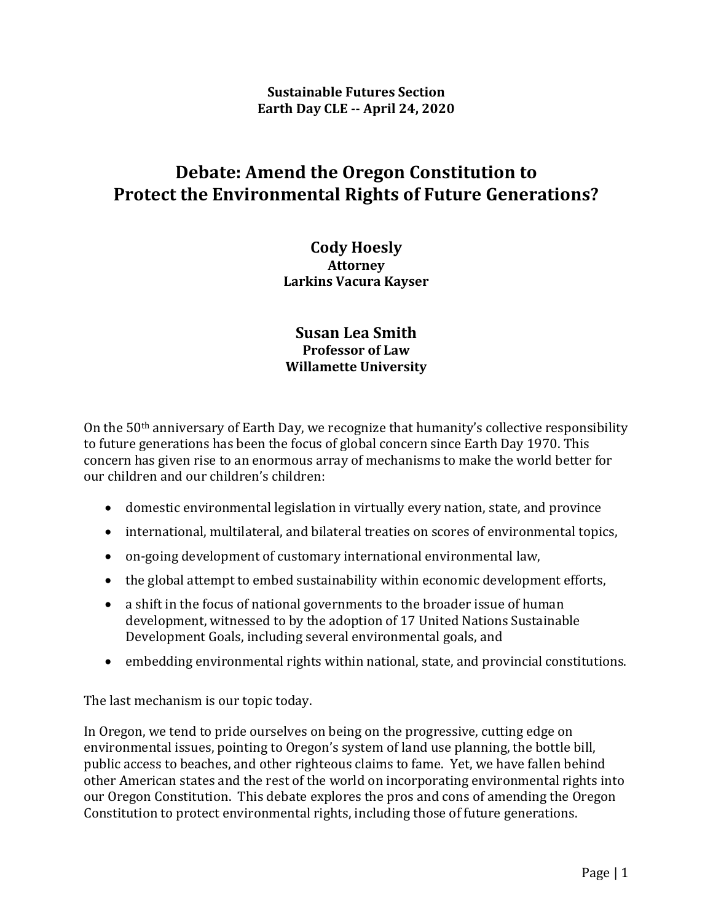**Sustainable Futures Section**
**Earth Day CLE -- April 24, 2020**

# Debate: Amend the Oregon Constitution to Protect the Environmental Rights of Future Generations?

**Cody Hoesly**
**Attorney**
**Larkins Vacura Kayser**

**Susan Lea Smith**
**Professor of Law**
**Willamette University**

On the 50th anniversary of Earth Day, we recognize that humanity's collective responsibility to future generations has been the focus of global concern since Earth Day 1970. This concern has given rise to an enormous array of mechanisms to make the world better for our children and our children's children:

- domestic environmental legislation in virtually every nation, state, and province
- international, multilateral, and bilateral treaties on scores of environmental topics,
- on-going development of customary international environmental law,
- the global attempt to embed sustainability within economic development efforts,
- a shift in the focus of national governments to the broader issue of human development, witnessed to by the adoption of 17 United Nations Sustainable Development Goals, including several environmental goals, and
- embedding environmental rights within national, state, and provincial constitutions.

The last mechanism is our topic today.

In Oregon, we tend to pride ourselves on being on the progressive, cutting edge on environmental issues, pointing to Oregon's system of land use planning, the bottle bill, public access to beaches, and other righteous claims to fame. Yet, we have fallen behind other American states and the rest of the world on incorporating environmental rights into our Oregon Constitution. This debate explores the pros and cons of amending the Oregon Constitution to protect environmental rights, including those of future generations.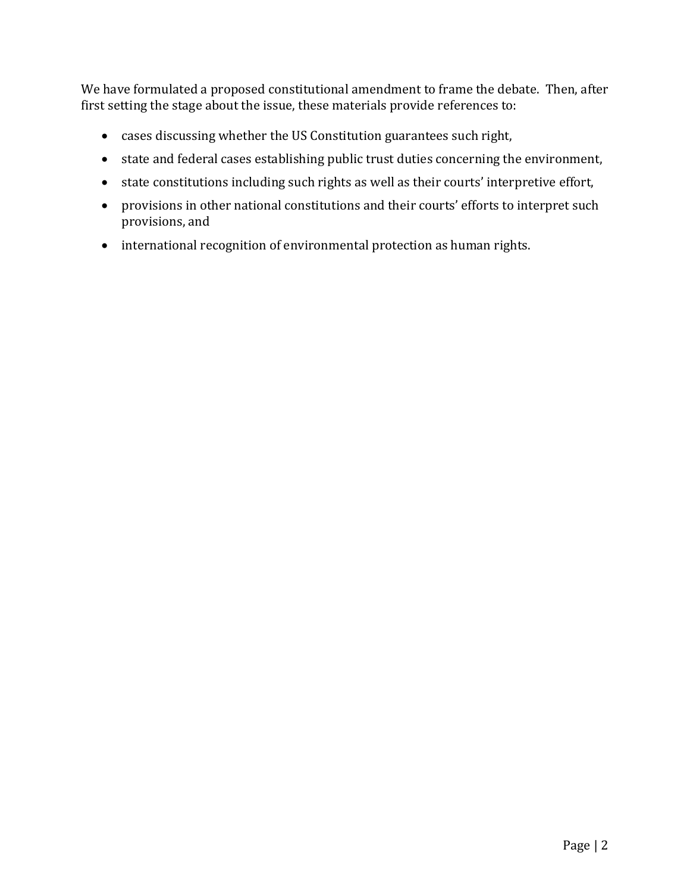We have formulated a proposed constitutional amendment to frame the debate. Then, after first setting the stage about the issue, these materials provide references to:

- cases discussing whether the US Constitution guarantees such right,
- state and federal cases establishing public trust duties concerning the environment,
- state constitutions including such rights as well as their courts' interpretive effort,
- provisions in other national constitutions and their courts' efforts to interpret such provisions, and
- international recognition of environmental protection as human rights.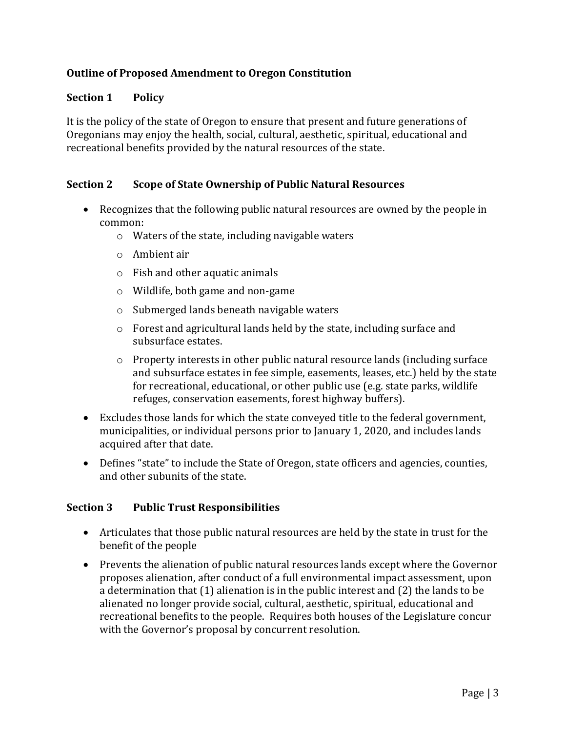**Outline of Proposed Amendment to Oregon Constitution**

**Section 1 Policy**

It is the policy of the state of Oregon to ensure that present and future generations of Oregonians may enjoy the health, social, cultural, aesthetic, spiritual, educational and recreational benefits provided by the natural resources of the state.

**Section 2 Scope of State Ownership of Public Natural Resources**

- Recognizes that the following public natural resources are owned by the people in common:
  - Waters of the state, including navigable waters
  - Ambient air
  - Fish and other aquatic animals
  - Wildlife, both game and non-game
  - Submerged lands beneath navigable waters
  - Forest and agricultural lands held by the state, including surface and subsurface estates.
  - Property interests in other public natural resource lands (including surface and subsurface estates in fee simple, easements, leases, etc.) held by the state for recreational, educational, or other public use (e.g. state parks, wildlife refuges, conservation easements, forest highway buffers).
- Excludes those lands for which the state conveyed title to the federal government, municipalities, or individual persons prior to January 1, 2020, and includes lands acquired after that date.
- Defines "state" to include the State of Oregon, state officers and agencies, counties, and other subunits of the state.

**Section 3 Public Trust Responsibilities**

- Articulates that those public natural resources are held by the state in trust for the benefit of the people
- Prevents the alienation of public natural resources lands except where the Governor proposes alienation, after conduct of a full environmental impact assessment, upon a determination that (1) alienation is in the public interest and (2) the lands to be alienated no longer provide social, cultural, aesthetic, spiritual, educational and recreational benefits to the people. Requires both houses of the Legislature concur with the Governor's proposal by concurrent resolution.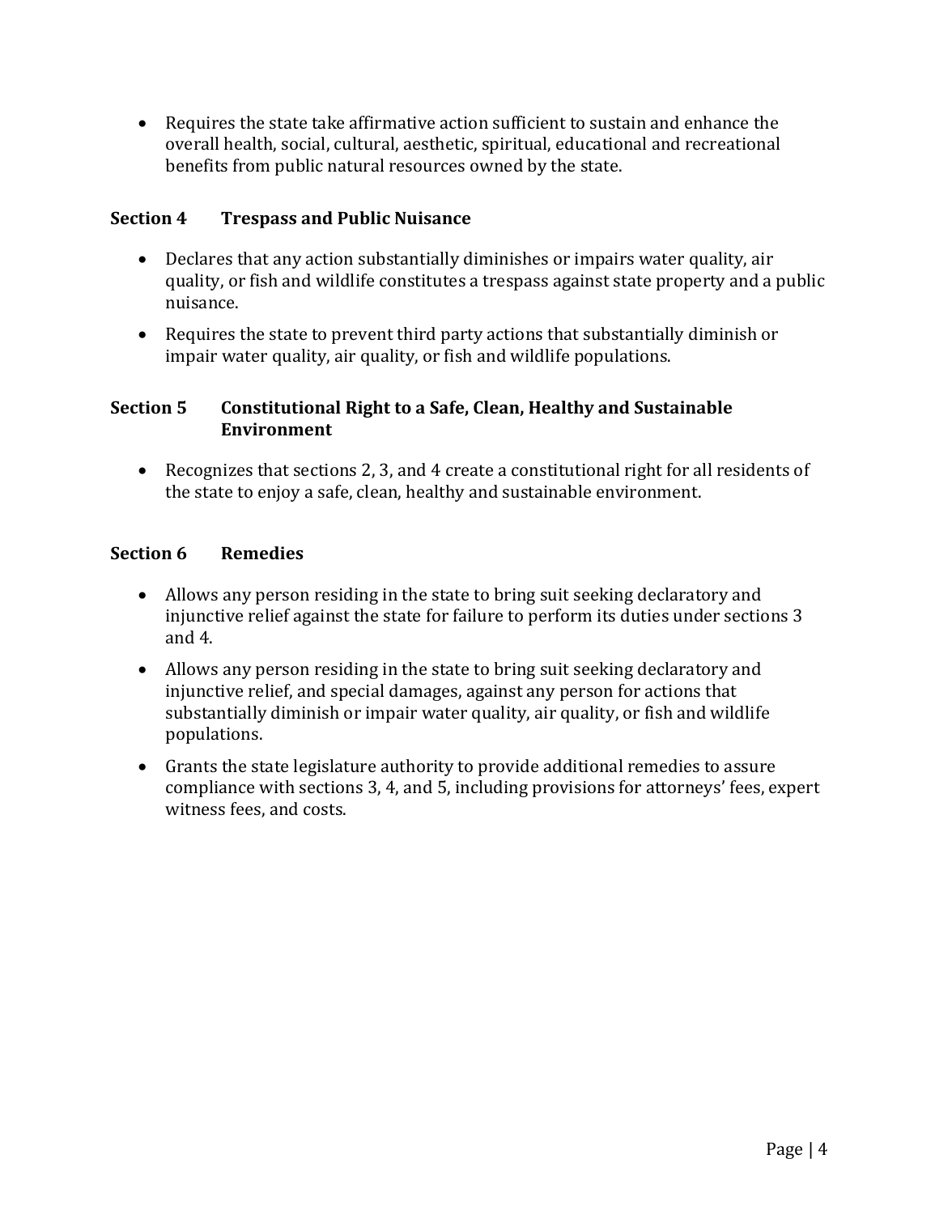- Requires the state take affirmative action sufficient to sustain and enhance the overall health, social, cultural, aesthetic, spiritual, educational and recreational benefits from public natural resources owned by the state.

### Section 4 Trespass and Public Nuisance

- Declares that any action substantially diminishes or impairs water quality, air quality, or fish and wildlife constitutes a trespass against state property and a public nuisance.
- Requires the state to prevent third party actions that substantially diminish or impair water quality, air quality, or fish and wildlife populations.

### Section 5 Constitutional Right to a Safe, Clean, Healthy and Sustainable Environment

- Recognizes that sections 2, 3, and 4 create a constitutional right for all residents of the state to enjoy a safe, clean, healthy and sustainable environment.

### Section 6 Remedies

- Allows any person residing in the state to bring suit seeking declaratory and injunctive relief against the state for failure to perform its duties under sections 3 and 4.
- Allows any person residing in the state to bring suit seeking declaratory and injunctive relief, and special damages, against any person for actions that substantially diminish or impair water quality, air quality, or fish and wildlife populations.
- Grants the state legislature authority to provide additional remedies to assure compliance with sections 3, 4, and 5, including provisions for attorneys' fees, expert witness fees, and costs.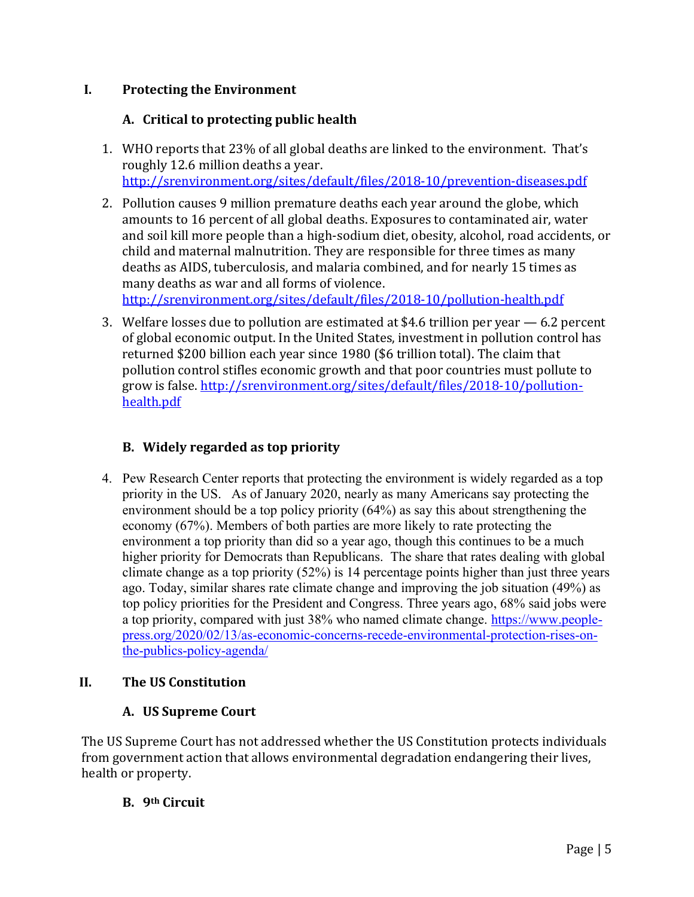## I. Protecting the Environment

### A. Critical to protecting public health

1. WHO reports that 23% of all global deaths are linked to the environment. That's roughly 12.6 million deaths a year. http://srenvironment.org/sites/default/files/2018-10/prevention-diseases.pdf
2. Pollution causes 9 million premature deaths each year around the globe, which amounts to 16 percent of all global deaths. Exposures to contaminated air, water and soil kill more people than a high-sodium diet, obesity, alcohol, road accidents, or child and maternal malnutrition. They are responsible for three times as many deaths as AIDS, tuberculosis, and malaria combined, and for nearly 15 times as many deaths as war and all forms of violence. http://srenvironment.org/sites/default/files/2018-10/pollution-health.pdf
3. Welfare losses due to pollution are estimated at $4.6 trillion per year — 6.2 percent of global economic output. In the United States, investment in pollution control has returned $200 billion each year since 1980 ($6 trillion total). The claim that pollution control stifles economic growth and that poor countries must pollute to grow is false. http://srenvironment.org/sites/default/files/2018-10/pollution-health.pdf

### B. Widely regarded as top priority

4. Pew Research Center reports that protecting the environment is widely regarded as a top priority in the US. As of January 2020, nearly as many Americans say protecting the environment should be a top policy priority (64%) as say this about strengthening the economy (67%). Members of both parties are more likely to rate protecting the environment a top priority than did so a year ago, though this continues to be a much higher priority for Democrats than Republicans. The share that rates dealing with global climate change as a top priority (52%) is 14 percentage points higher than just three years ago. Today, similar shares rate climate change and improving the job situation (49%) as top policy priorities for the President and Congress. Three years ago, 68% said jobs were a top priority, compared with just 38% who named climate change. https://www.people-press.org/2020/02/13/as-economic-concerns-recede-environmental-protection-rises-on-the-publics-policy-agenda/

## II. The US Constitution

### A. US Supreme Court

The US Supreme Court has not addressed whether the US Constitution protects individuals from government action that allows environmental degradation endangering their lives, health or property.

### B. 9th Circuit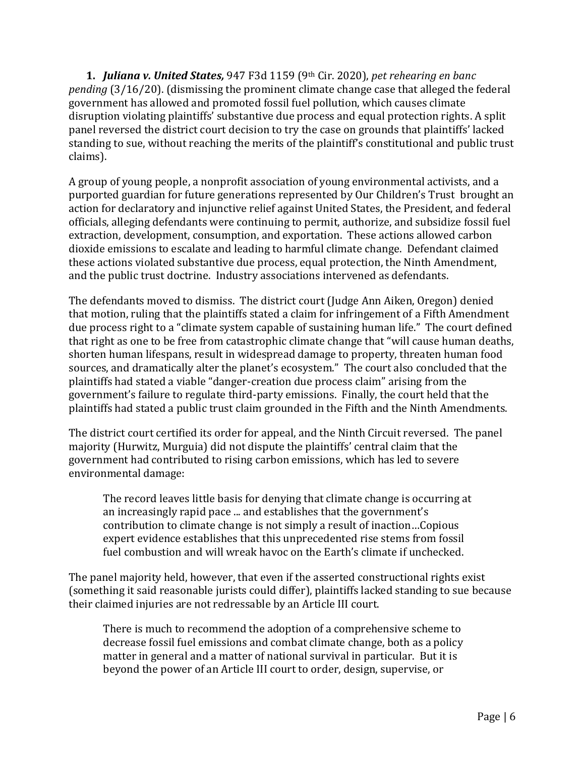**1.** ***Juliana v. United States,*** 947 F3d 1159 (9th Cir. 2020), *pet rehearing en banc pending* (3/16/20). (dismissing the prominent climate change case that alleged the federal government has allowed and promoted fossil fuel pollution, which causes climate disruption violating plaintiffs' substantive due process and equal protection rights. A split panel reversed the district court decision to try the case on grounds that plaintiffs' lacked standing to sue, without reaching the merits of the plaintiff's constitutional and public trust claims).

A group of young people, a nonprofit association of young environmental activists, and a purported guardian for future generations represented by Our Children's Trust brought an action for declaratory and injunctive relief against United States, the President, and federal officials, alleging defendants were continuing to permit, authorize, and subsidize fossil fuel extraction, development, consumption, and exportation. These actions allowed carbon dioxide emissions to escalate and leading to harmful climate change. Defendant claimed these actions violated substantive due process, equal protection, the Ninth Amendment, and the public trust doctrine. Industry associations intervened as defendants.

The defendants moved to dismiss. The district court (Judge Ann Aiken, Oregon) denied that motion, ruling that the plaintiffs stated a claim for infringement of a Fifth Amendment due process right to a "climate system capable of sustaining human life." The court defined that right as one to be free from catastrophic climate change that "will cause human deaths, shorten human lifespans, result in widespread damage to property, threaten human food sources, and dramatically alter the planet's ecosystem." The court also concluded that the plaintiffs had stated a viable "danger-creation due process claim" arising from the government's failure to regulate third-party emissions. Finally, the court held that the plaintiffs had stated a public trust claim grounded in the Fifth and the Ninth Amendments.

The district court certified its order for appeal, and the Ninth Circuit reversed. The panel majority (Hurwitz, Murguia) did not dispute the plaintiffs' central claim that the government had contributed to rising carbon emissions, which has led to severe environmental damage:

> The record leaves little basis for denying that climate change is occurring at an increasingly rapid pace ... and establishes that the government's contribution to climate change is not simply a result of inaction…Copious expert evidence establishes that this unprecedented rise stems from fossil fuel combustion and will wreak havoc on the Earth's climate if unchecked.

The panel majority held, however, that even if the asserted constructional rights exist (something it said reasonable jurists could differ), plaintiffs lacked standing to sue because their claimed injuries are not redressable by an Article III court.

> There is much to recommend the adoption of a comprehensive scheme to decrease fossil fuel emissions and combat climate change, both as a policy matter in general and a matter of national survival in particular. But it is beyond the power of an Article III court to order, design, supervise, or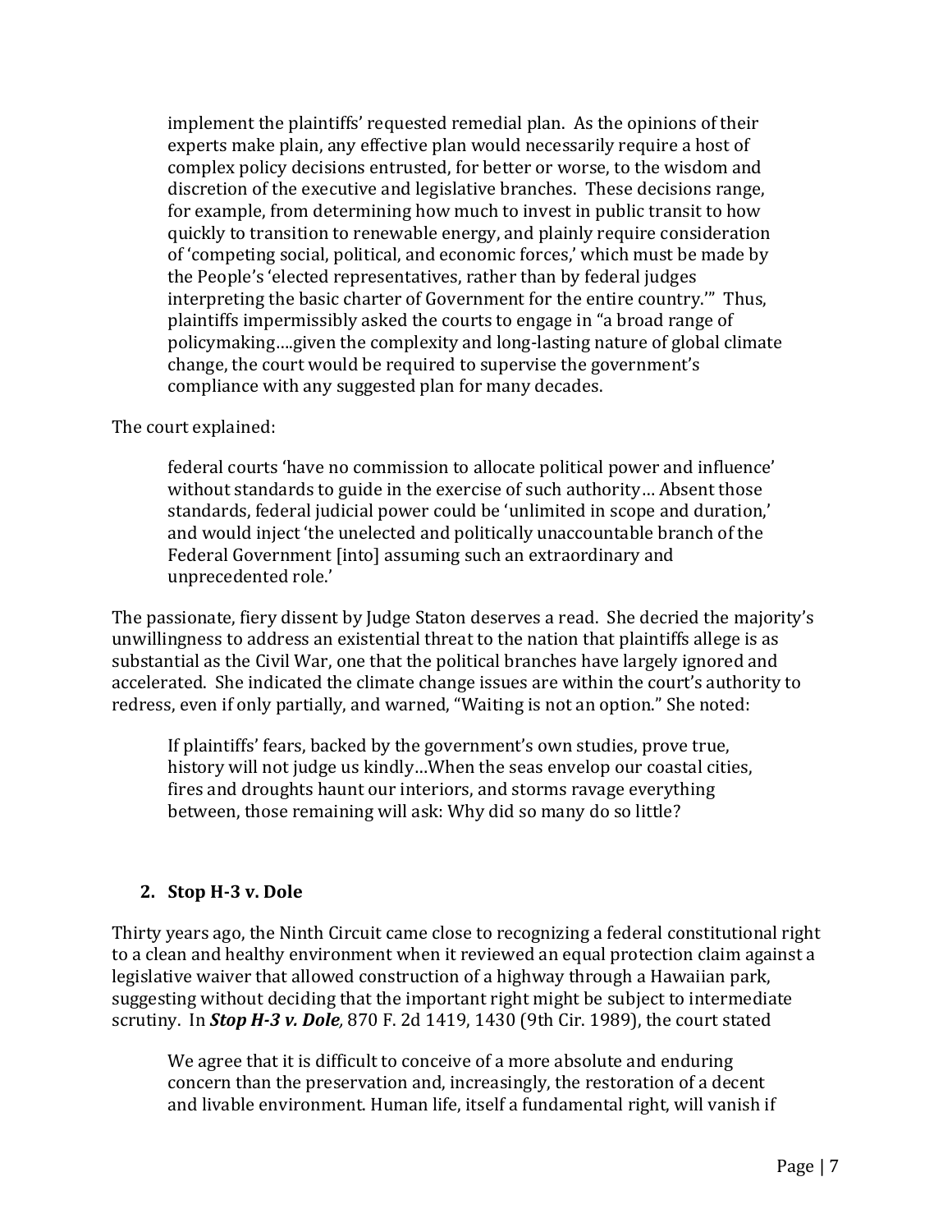> implement the plaintiffs' requested remedial plan. As the opinions of their experts make plain, any effective plan would necessarily require a host of complex policy decisions entrusted, for better or worse, to the wisdom and discretion of the executive and legislative branches. These decisions range, for example, from determining how much to invest in public transit to how quickly to transition to renewable energy, and plainly require consideration of 'competing social, political, and economic forces,' which must be made by the People's 'elected representatives, rather than by federal judges interpreting the basic charter of Government for the entire country.'" Thus, plaintiffs impermissibly asked the courts to engage in "a broad range of policymaking….given the complexity and long-lasting nature of global climate change, the court would be required to supervise the government's compliance with any suggested plan for many decades.

The court explained:

> federal courts 'have no commission to allocate political power and influence' without standards to guide in the exercise of such authority… Absent those standards, federal judicial power could be 'unlimited in scope and duration,' and would inject 'the unelected and politically unaccountable branch of the Federal Government [into] assuming such an extraordinary and unprecedented role.'

The passionate, fiery dissent by Judge Staton deserves a read. She decried the majority's unwillingness to address an existential threat to the nation that plaintiffs allege is as substantial as the Civil War, one that the political branches have largely ignored and accelerated. She indicated the climate change issues are within the court's authority to redress, even if only partially, and warned, "Waiting is not an option." She noted:

> If plaintiffs' fears, backed by the government's own studies, prove true, history will not judge us kindly…When the seas envelop our coastal cities, fires and droughts haunt our interiors, and storms ravage everything between, those remaining will ask: Why did so many do so little?

### 2. Stop H-3 v. Dole

Thirty years ago, the Ninth Circuit came close to recognizing a federal constitutional right to a clean and healthy environment when it reviewed an equal protection claim against a legislative waiver that allowed construction of a highway through a Hawaiian park, suggesting without deciding that the important right might be subject to intermediate scrutiny. In ***Stop H-3 v. Dole,*** 870 F. 2d 1419, 1430 (9th Cir. 1989), the court stated

> We agree that it is difficult to conceive of a more absolute and enduring concern than the preservation and, increasingly, the restoration of a decent and livable environment. Human life, itself a fundamental right, will vanish if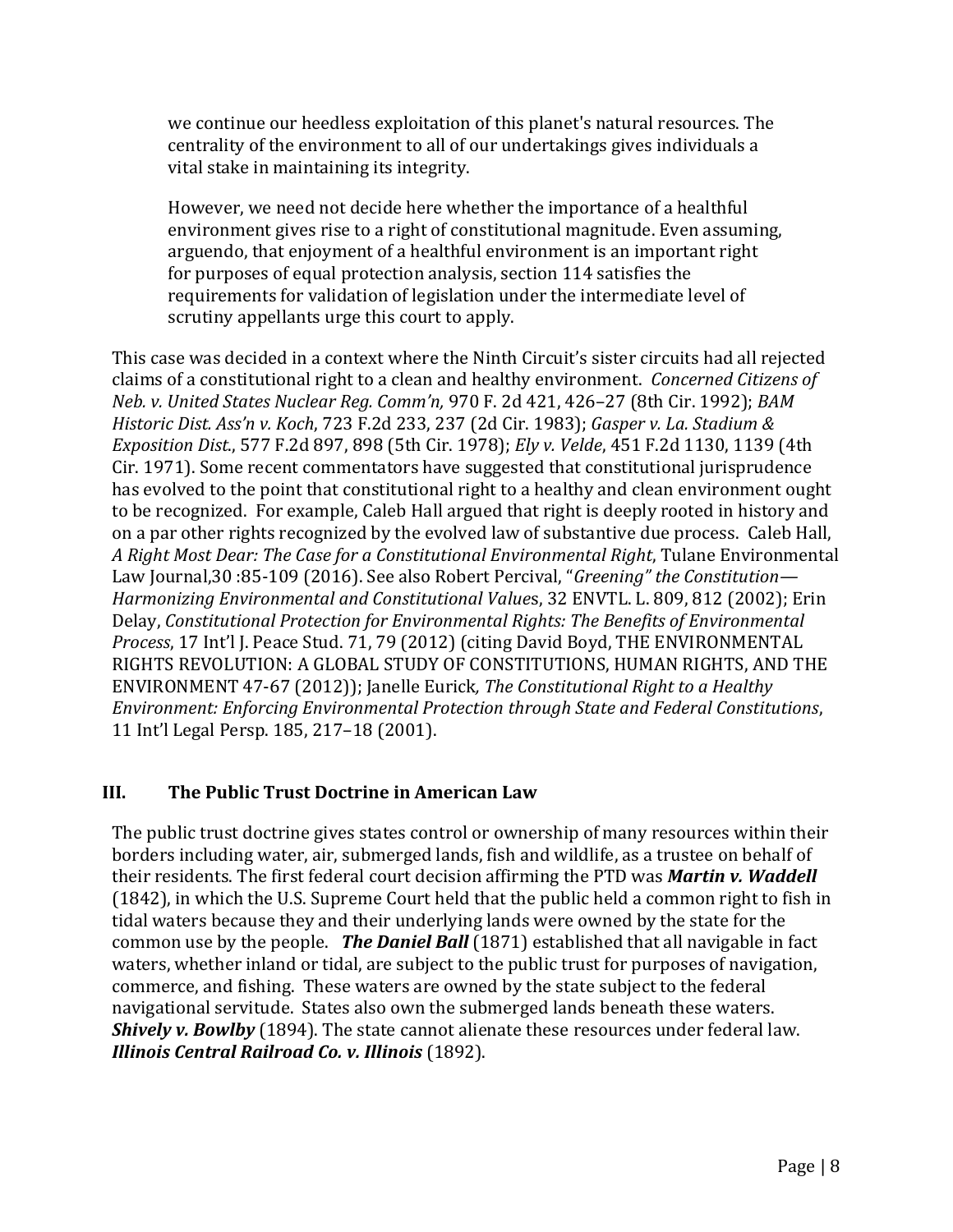> we continue our heedless exploitation of this planet's natural resources. The centrality of the environment to all of our undertakings gives individuals a vital stake in maintaining its integrity.
>
> However, we need not decide here whether the importance of a healthful environment gives rise to a right of constitutional magnitude. Even assuming, arguendo, that enjoyment of a healthful environment is an important right for purposes of equal protection analysis, section 114 satisfies the requirements for validation of legislation under the intermediate level of scrutiny appellants urge this court to apply.

This case was decided in a context where the Ninth Circuit's sister circuits had all rejected claims of a constitutional right to a clean and healthy environment. *Concerned Citizens of Neb. v. United States Nuclear Reg. Comm'n,* 970 F. 2d 421, 426–27 (8th Cir. 1992); *BAM Historic Dist. Ass'n v. Koch*, 723 F.2d 233, 237 (2d Cir. 1983); *Gasper v. La. Stadium & Exposition Dist.*, 577 F.2d 897, 898 (5th Cir. 1978); *Ely v. Velde*, 451 F.2d 1130, 1139 (4th Cir. 1971). Some recent commentators have suggested that constitutional jurisprudence has evolved to the point that constitutional right to a healthy and clean environment ought to be recognized. For example, Caleb Hall argued that right is deeply rooted in history and on a par other rights recognized by the evolved law of substantive due process. Caleb Hall, *A Right Most Dear: The Case for a Constitutional Environmental Right*, Tulane Environmental Law Journal,30 :85-109 (2016). See also Robert Percival, "*Greening" the Constitution—Harmonizing Environmental and Constitutional Values*, 32 ENVTL. L. 809, 812 (2002); Erin Delay, *Constitutional Protection for Environmental Rights: The Benefits of Environmental Process*, 17 Int'l J. Peace Stud. 71, 79 (2012) (citing David Boyd, THE ENVIRONMENTAL RIGHTS REVOLUTION: A GLOBAL STUDY OF CONSTITUTIONS, HUMAN RIGHTS, AND THE ENVIRONMENT 47-67 (2012)); Janelle Eurick*, The Constitutional Right to a Healthy Environment: Enforcing Environmental Protection through State and Federal Constitutions*, 11 Int'l Legal Persp. 185, 217–18 (2001).

## III. The Public Trust Doctrine in American Law

The public trust doctrine gives states control or ownership of many resources within their borders including water, air, submerged lands, fish and wildlife, as a trustee on behalf of their residents. The first federal court decision affirming the PTD was ***Martin v. Waddell*** (1842), in which the U.S. Supreme Court held that the public held a common right to fish in tidal waters because they and their underlying lands were owned by the state for the common use by the people. ***The Daniel Ball*** (1871) established that all navigable in fact waters, whether inland or tidal, are subject to the public trust for purposes of navigation, commerce, and fishing. These waters are owned by the state subject to the federal navigational servitude. States also own the submerged lands beneath these waters. ***Shively v. Bowlby*** (1894). The state cannot alienate these resources under federal law. ***Illinois Central Railroad Co. v. Illinois*** (1892).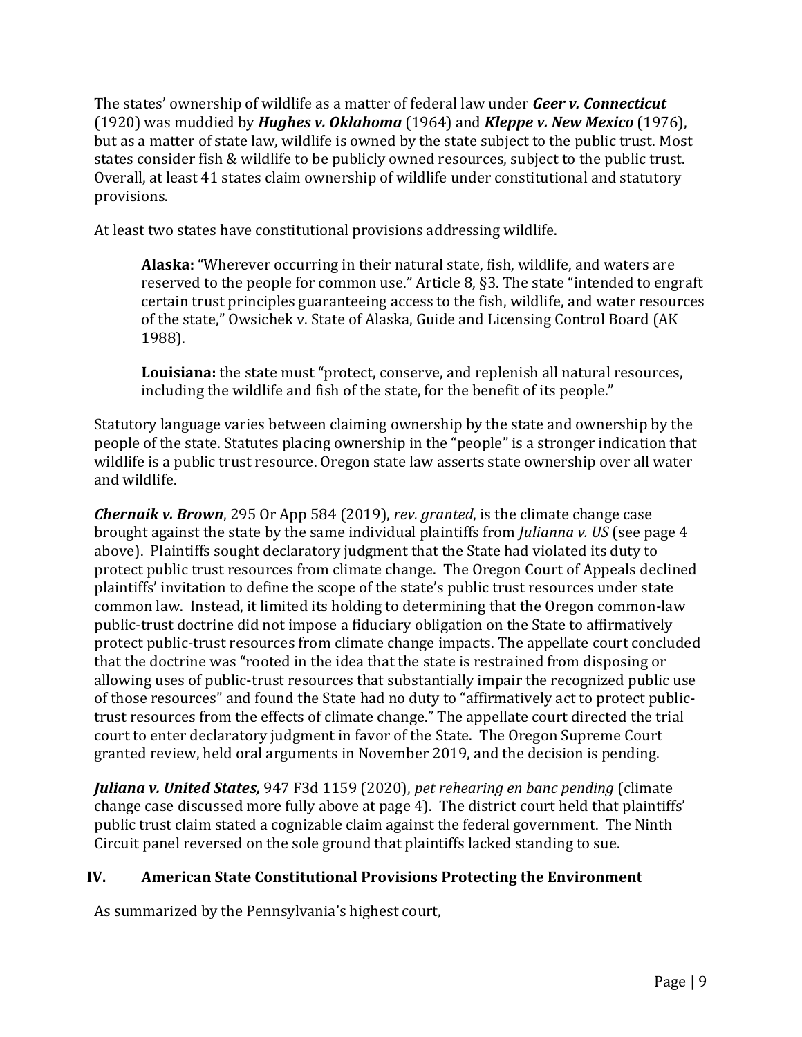The states' ownership of wildlife as a matter of federal law under ***Geer v. Connecticut*** (1920) was muddied by ***Hughes v. Oklahoma*** (1964) and ***Kleppe v. New Mexico*** (1976), but as a matter of state law, wildlife is owned by the state subject to the public trust. Most states consider fish & wildlife to be publicly owned resources, subject to the public trust. Overall, at least 41 states claim ownership of wildlife under constitutional and statutory provisions.

At least two states have constitutional provisions addressing wildlife.

> **Alaska:** "Wherever occurring in their natural state, fish, wildlife, and waters are reserved to the people for common use." Article 8, §3. The state "intended to engraft certain trust principles guaranteeing access to the fish, wildlife, and water resources of the state," Owsichek v. State of Alaska, Guide and Licensing Control Board (AK 1988).
>
> **Louisiana:** the state must "protect, conserve, and replenish all natural resources, including the wildlife and fish of the state, for the benefit of its people."

Statutory language varies between claiming ownership by the state and ownership by the people of the state. Statutes placing ownership in the "people" is a stronger indication that wildlife is a public trust resource. Oregon state law asserts state ownership over all water and wildlife.

***Chernaik v. Brown***, 295 Or App 584 (2019), *rev. granted*, is the climate change case brought against the state by the same individual plaintiffs from *Julianna v. US* (see page 4 above). Plaintiffs sought declaratory judgment that the State had violated its duty to protect public trust resources from climate change. The Oregon Court of Appeals declined plaintiffs' invitation to define the scope of the state's public trust resources under state common law. Instead, it limited its holding to determining that the Oregon common-law public-trust doctrine did not impose a fiduciary obligation on the State to affirmatively protect public-trust resources from climate change impacts. The appellate court concluded that the doctrine was "rooted in the idea that the state is restrained from disposing or allowing uses of public-trust resources that substantially impair the recognized public use of those resources" and found the State had no duty to "affirmatively act to protect public-trust resources from the effects of climate change." The appellate court directed the trial court to enter declaratory judgment in favor of the State. The Oregon Supreme Court granted review, held oral arguments in November 2019, and the decision is pending.

***Juliana v. United States,*** 947 F3d 1159 (2020), *pet rehearing en banc pending* (climate change case discussed more fully above at page 4). The district court held that plaintiffs' public trust claim stated a cognizable claim against the federal government. The Ninth Circuit panel reversed on the sole ground that plaintiffs lacked standing to sue.

## IV. American State Constitutional Provisions Protecting the Environment

As summarized by the Pennsylvania's highest court,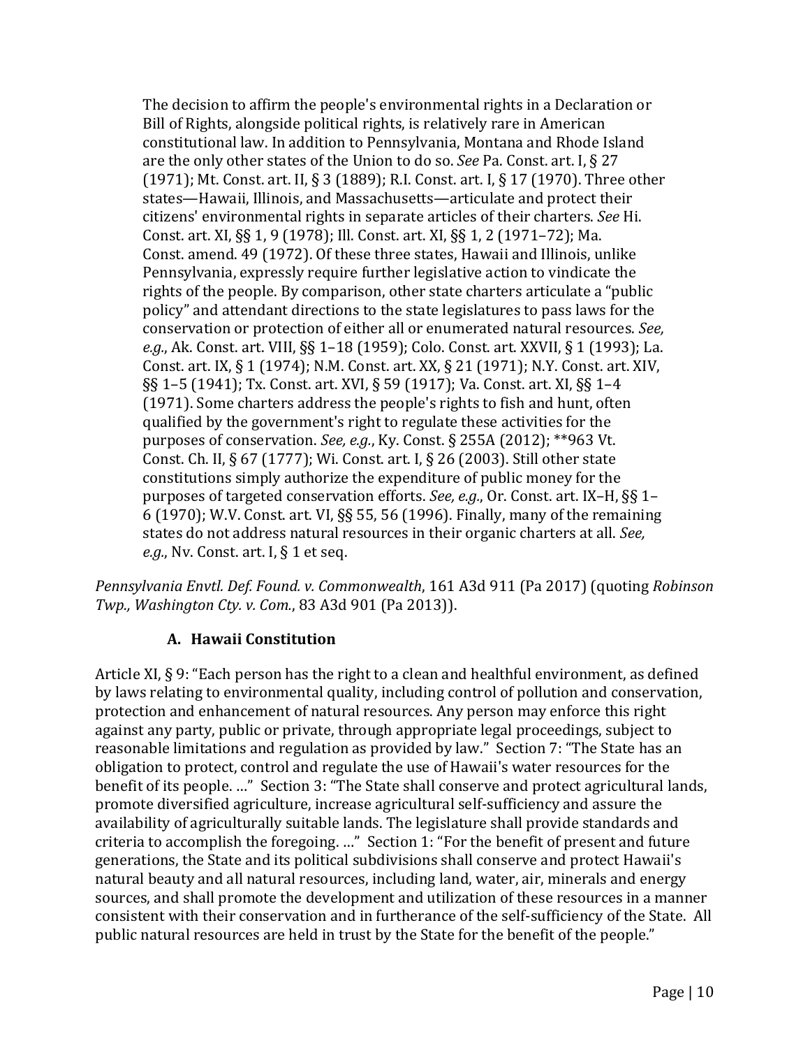> The decision to affirm the people's environmental rights in a Declaration or Bill of Rights, alongside political rights, is relatively rare in American constitutional law. In addition to Pennsylvania, Montana and Rhode Island are the only other states of the Union to do so. *See* Pa. Const. art. I, § 27 (1971); Mt. Const. art. II, § 3 (1889); R.I. Const. art. I, § 17 (1970). Three other states—Hawaii, Illinois, and Massachusetts—articulate and protect their citizens' environmental rights in separate articles of their charters. *See* Hi. Const. art. XI, §§ 1, 9 (1978); Ill. Const. art. XI, §§ 1, 2 (1971–72); Ma. Const. amend. 49 (1972). Of these three states, Hawaii and Illinois, unlike Pennsylvania, expressly require further legislative action to vindicate the rights of the people. By comparison, other state charters articulate a "public policy" and attendant directions to the state legislatures to pass laws for the conservation or protection of either all or enumerated natural resources. *See, e.g.*, Ak. Const. art. VIII, §§ 1–18 (1959); Colo. Const. art. XXVII, § 1 (1993); La. Const. art. IX, § 1 (1974); N.M. Const. art. XX, § 21 (1971); N.Y. Const. art. XIV, §§ 1–5 (1941); Tx. Const. art. XVI, § 59 (1917); Va. Const. art. XI, §§ 1–4 (1971). Some charters address the people's rights to fish and hunt, often qualified by the government's right to regulate these activities for the purposes of conservation. *See, e.g.*, Ky. Const. § 255A (2012); **963 Vt. Const. Ch. II, § 67 (1777); Wi. Const. art. I, § 26 (2003). Still other state constitutions simply authorize the expenditure of public money for the purposes of targeted conservation efforts. *See, e.g.*, Or. Const. art. IX–H, §§ 1–6 (1970); W.V. Const. art. VI, §§ 55, 56 (1996). Finally, many of the remaining states do not address natural resources in their organic charters at all. *See, e.g.*, Nv. Const. art. I, § 1 et seq.

*Pennsylvania Envtl. Def. Found. v. Commonwealth*, 161 A3d 911 (Pa 2017) (quoting *Robinson Twp., Washington Cty. v. Com.*, 83 A3d 901 (Pa 2013)).

### A. Hawaii Constitution

Article XI, § 9: "Each person has the right to a clean and healthful environment, as defined by laws relating to environmental quality, including control of pollution and conservation, protection and enhancement of natural resources. Any person may enforce this right against any party, public or private, through appropriate legal proceedings, subject to reasonable limitations and regulation as provided by law." Section 7: "The State has an obligation to protect, control and regulate the use of Hawaii's water resources for the benefit of its people. …" Section 3: "The State shall conserve and protect agricultural lands, promote diversified agriculture, increase agricultural self-sufficiency and assure the availability of agriculturally suitable lands. The legislature shall provide standards and criteria to accomplish the foregoing. …" Section 1: "For the benefit of present and future generations, the State and its political subdivisions shall conserve and protect Hawaii's natural beauty and all natural resources, including land, water, air, minerals and energy sources, and shall promote the development and utilization of these resources in a manner consistent with their conservation and in furtherance of the self-sufficiency of the State. All public natural resources are held in trust by the State for the benefit of the people."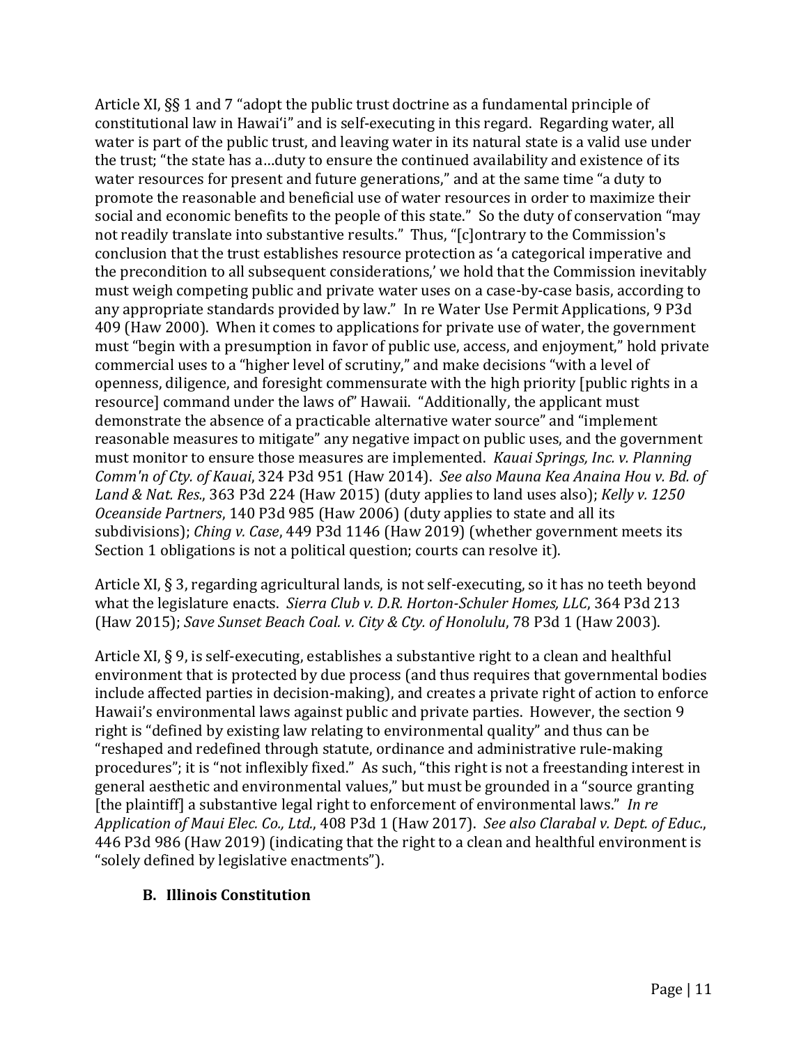Article XI, §§ 1 and 7 "adopt the public trust doctrine as a fundamental principle of constitutional law in Hawai'i" and is self-executing in this regard. Regarding water, all water is part of the public trust, and leaving water in its natural state is a valid use under the trust; "the state has a…duty to ensure the continued availability and existence of its water resources for present and future generations," and at the same time "a duty to promote the reasonable and beneficial use of water resources in order to maximize their social and economic benefits to the people of this state." So the duty of conservation "may not readily translate into substantive results." Thus, "[c]ontrary to the Commission's conclusion that the trust establishes resource protection as 'a categorical imperative and the precondition to all subsequent considerations,' we hold that the Commission inevitably must weigh competing public and private water uses on a case-by-case basis, according to any appropriate standards provided by law." In re Water Use Permit Applications, 9 P3d 409 (Haw 2000). When it comes to applications for private use of water, the government must "begin with a presumption in favor of public use, access, and enjoyment," hold private commercial uses to a "higher level of scrutiny," and make decisions "with a level of openness, diligence, and foresight commensurate with the high priority [public rights in a resource] command under the laws of" Hawaii. "Additionally, the applicant must demonstrate the absence of a practicable alternative water source" and "implement reasonable measures to mitigate" any negative impact on public uses, and the government must monitor to ensure those measures are implemented. *Kauai Springs, Inc. v. Planning Comm'n of Cty. of Kauai*, 324 P3d 951 (Haw 2014). *See also Mauna Kea Anaina Hou v. Bd. of Land & Nat. Res.*, 363 P3d 224 (Haw 2015) (duty applies to land uses also); *Kelly v. 1250 Oceanside Partners*, 140 P3d 985 (Haw 2006) (duty applies to state and all its subdivisions); *Ching v. Case*, 449 P3d 1146 (Haw 2019) (whether government meets its Section 1 obligations is not a political question; courts can resolve it).

Article XI, § 3, regarding agricultural lands, is not self-executing, so it has no teeth beyond what the legislature enacts. *Sierra Club v. D.R. Horton-Schuler Homes, LLC*, 364 P3d 213 (Haw 2015); *Save Sunset Beach Coal. v. City & Cty. of Honolulu*, 78 P3d 1 (Haw 2003).

Article XI, § 9, is self-executing, establishes a substantive right to a clean and healthful environment that is protected by due process (and thus requires that governmental bodies include affected parties in decision-making), and creates a private right of action to enforce Hawaii's environmental laws against public and private parties. However, the section 9 right is "defined by existing law relating to environmental quality" and thus can be "reshaped and redefined through statute, ordinance and administrative rule-making procedures"; it is "not inflexibly fixed." As such, "this right is not a freestanding interest in general aesthetic and environmental values," but must be grounded in a "source granting [the plaintiff] a substantive legal right to enforcement of environmental laws." *In re Application of Maui Elec. Co., Ltd.*, 408 P3d 1 (Haw 2017). *See also Clarabal v. Dept. of Educ.*, 446 P3d 986 (Haw 2019) (indicating that the right to a clean and healthful environment is "solely defined by legislative enactments").

### B. Illinois Constitution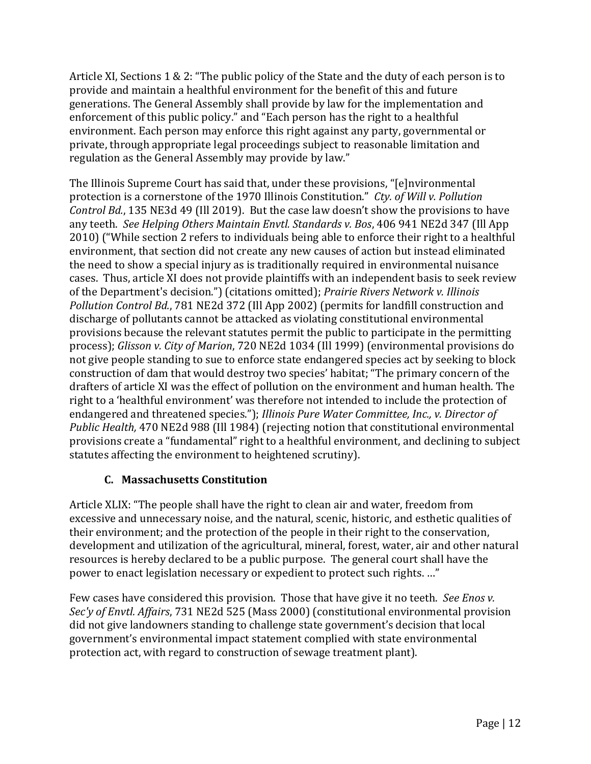Article XI, Sections 1 & 2: "The public policy of the State and the duty of each person is to provide and maintain a healthful environment for the benefit of this and future generations. The General Assembly shall provide by law for the implementation and enforcement of this public policy." and "Each person has the right to a healthful environment. Each person may enforce this right against any party, governmental or private, through appropriate legal proceedings subject to reasonable limitation and regulation as the General Assembly may provide by law."

The Illinois Supreme Court has said that, under these provisions, "[e]nvironmental protection is a cornerstone of the 1970 Illinois Constitution." *Cty. of Will v. Pollution Control Bd.*, 135 NE3d 49 (Ill 2019). But the case law doesn't show the provisions to have any teeth. *See Helping Others Maintain Envtl. Standards v. Bos*, 406 941 NE2d 347 (Ill App 2010) ("While section 2 refers to individuals being able to enforce their right to a healthful environment, that section did not create any new causes of action but instead eliminated the need to show a special injury as is traditionally required in environmental nuisance cases. Thus, article XI does not provide plaintiffs with an independent basis to seek review of the Department's decision.") (citations omitted); *Prairie Rivers Network v. Illinois Pollution Control Bd.*, 781 NE2d 372 (Ill App 2002) (permits for landfill construction and discharge of pollutants cannot be attacked as violating constitutional environmental provisions because the relevant statutes permit the public to participate in the permitting process); *Glisson v. City of Marion*, 720 NE2d 1034 (Ill 1999) (environmental provisions do not give people standing to sue to enforce state endangered species act by seeking to block construction of dam that would destroy two species' habitat; "The primary concern of the drafters of article XI was the effect of pollution on the environment and human health. The right to a 'healthful environment' was therefore not intended to include the protection of endangered and threatened species."); *Illinois Pure Water Committee, Inc., v. Director of Public Health,* 470 NE2d 988 (Ill 1984) (rejecting notion that constitutional environmental provisions create a "fundamental" right to a healthful environment, and declining to subject statutes affecting the environment to heightened scrutiny).

### C. Massachusetts Constitution

Article XLIX: "The people shall have the right to clean air and water, freedom from excessive and unnecessary noise, and the natural, scenic, historic, and esthetic qualities of their environment; and the protection of the people in their right to the conservation, development and utilization of the agricultural, mineral, forest, water, air and other natural resources is hereby declared to be a public purpose. The general court shall have the power to enact legislation necessary or expedient to protect such rights. …"

Few cases have considered this provision. Those that have give it no teeth. *See Enos v. Sec'y of Envtl. Affairs*, 731 NE2d 525 (Mass 2000) (constitutional environmental provision did not give landowners standing to challenge state government's decision that local government's environmental impact statement complied with state environmental protection act, with regard to construction of sewage treatment plant).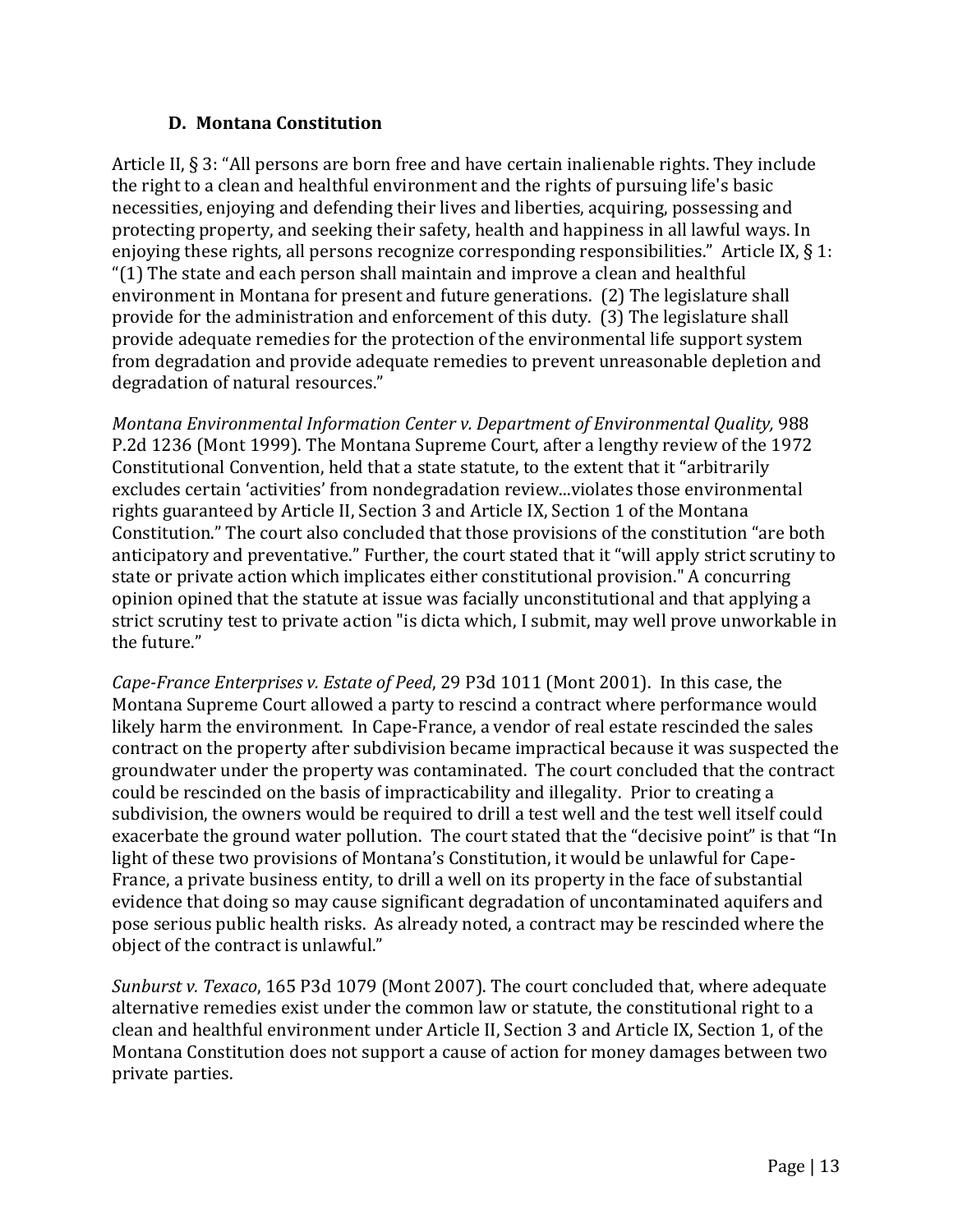### D. Montana Constitution

Article II, § 3: "All persons are born free and have certain inalienable rights. They include the right to a clean and healthful environment and the rights of pursuing life's basic necessities, enjoying and defending their lives and liberties, acquiring, possessing and protecting property, and seeking their safety, health and happiness in all lawful ways. In enjoying these rights, all persons recognize corresponding responsibilities." Article IX, § 1: "(1) The state and each person shall maintain and improve a clean and healthful environment in Montana for present and future generations. (2) The legislature shall provide for the administration and enforcement of this duty. (3) The legislature shall provide adequate remedies for the protection of the environmental life support system from degradation and provide adequate remedies to prevent unreasonable depletion and degradation of natural resources."

*Montana Environmental Information Center v. Department of Environmental Quality,* 988 P.2d 1236 (Mont 1999). The Montana Supreme Court, after a lengthy review of the 1972 Constitutional Convention, held that a state statute, to the extent that it "arbitrarily excludes certain 'activities' from nondegradation review...violates those environmental rights guaranteed by Article II, Section 3 and Article IX, Section 1 of the Montana Constitution." The court also concluded that those provisions of the constitution "are both anticipatory and preventative." Further, the court stated that it "will apply strict scrutiny to state or private action which implicates either constitutional provision." A concurring opinion opined that the statute at issue was facially unconstitutional and that applying a strict scrutiny test to private action "is dicta which, I submit, may well prove unworkable in the future."

*Cape-France Enterprises v. Estate of Peed*, 29 P3d 1011 (Mont 2001). In this case, the Montana Supreme Court allowed a party to rescind a contract where performance would likely harm the environment. In Cape-France, a vendor of real estate rescinded the sales contract on the property after subdivision became impractical because it was suspected the groundwater under the property was contaminated. The court concluded that the contract could be rescinded on the basis of impracticability and illegality. Prior to creating a subdivision, the owners would be required to drill a test well and the test well itself could exacerbate the ground water pollution. The court stated that the "decisive point" is that "In light of these two provisions of Montana's Constitution, it would be unlawful for Cape-France, a private business entity, to drill a well on its property in the face of substantial evidence that doing so may cause significant degradation of uncontaminated aquifers and pose serious public health risks. As already noted, a contract may be rescinded where the object of the contract is unlawful."

*Sunburst v. Texaco*, 165 P3d 1079 (Mont 2007). The court concluded that, where adequate alternative remedies exist under the common law or statute, the constitutional right to a clean and healthful environment under Article II, Section 3 and Article IX, Section 1, of the Montana Constitution does not support a cause of action for money damages between two private parties.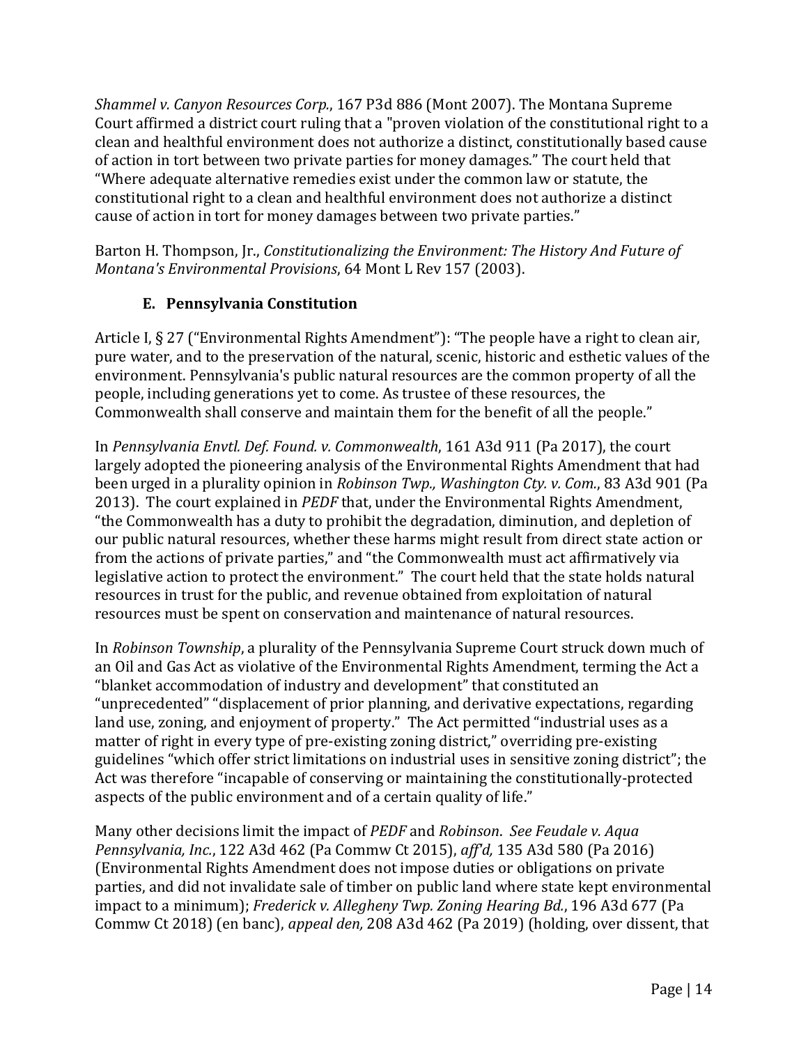*Shammel v. Canyon Resources Corp.*, 167 P3d 886 (Mont 2007). The Montana Supreme Court affirmed a district court ruling that a "proven violation of the constitutional right to a clean and healthful environment does not authorize a distinct, constitutionally based cause of action in tort between two private parties for money damages." The court held that "Where adequate alternative remedies exist under the common law or statute, the constitutional right to a clean and healthful environment does not authorize a distinct cause of action in tort for money damages between two private parties."

Barton H. Thompson, Jr., *Constitutionalizing the Environment: The History And Future of Montana's Environmental Provisions*, 64 Mont L Rev 157 (2003).

### E. Pennsylvania Constitution

Article I, § 27 ("Environmental Rights Amendment"): "The people have a right to clean air, pure water, and to the preservation of the natural, scenic, historic and esthetic values of the environment. Pennsylvania's public natural resources are the common property of all the people, including generations yet to come. As trustee of these resources, the Commonwealth shall conserve and maintain them for the benefit of all the people."

In *Pennsylvania Envtl. Def. Found. v. Commonwealth*, 161 A3d 911 (Pa 2017), the court largely adopted the pioneering analysis of the Environmental Rights Amendment that had been urged in a plurality opinion in *Robinson Twp., Washington Cty. v. Com.*, 83 A3d 901 (Pa 2013). The court explained in *PEDF* that, under the Environmental Rights Amendment, "the Commonwealth has a duty to prohibit the degradation, diminution, and depletion of our public natural resources, whether these harms might result from direct state action or from the actions of private parties," and "the Commonwealth must act affirmatively via legislative action to protect the environment." The court held that the state holds natural resources in trust for the public, and revenue obtained from exploitation of natural resources must be spent on conservation and maintenance of natural resources.

In *Robinson Township*, a plurality of the Pennsylvania Supreme Court struck down much of an Oil and Gas Act as violative of the Environmental Rights Amendment, terming the Act a "blanket accommodation of industry and development" that constituted an "unprecedented" "displacement of prior planning, and derivative expectations, regarding land use, zoning, and enjoyment of property." The Act permitted "industrial uses as a matter of right in every type of pre-existing zoning district," overriding pre-existing guidelines "which offer strict limitations on industrial uses in sensitive zoning district"; the Act was therefore "incapable of conserving or maintaining the constitutionally-protected aspects of the public environment and of a certain quality of life."

Many other decisions limit the impact of *PEDF* and *Robinson*. *See Feudale v. Aqua Pennsylvania, Inc.*, 122 A3d 462 (Pa Commw Ct 2015), *aff'd,* 135 A3d 580 (Pa 2016) (Environmental Rights Amendment does not impose duties or obligations on private parties, and did not invalidate sale of timber on public land where state kept environmental impact to a minimum); *Frederick v. Allegheny Twp. Zoning Hearing Bd.*, 196 A3d 677 (Pa Commw Ct 2018) (en banc), *appeal den,* 208 A3d 462 (Pa 2019) (holding, over dissent, that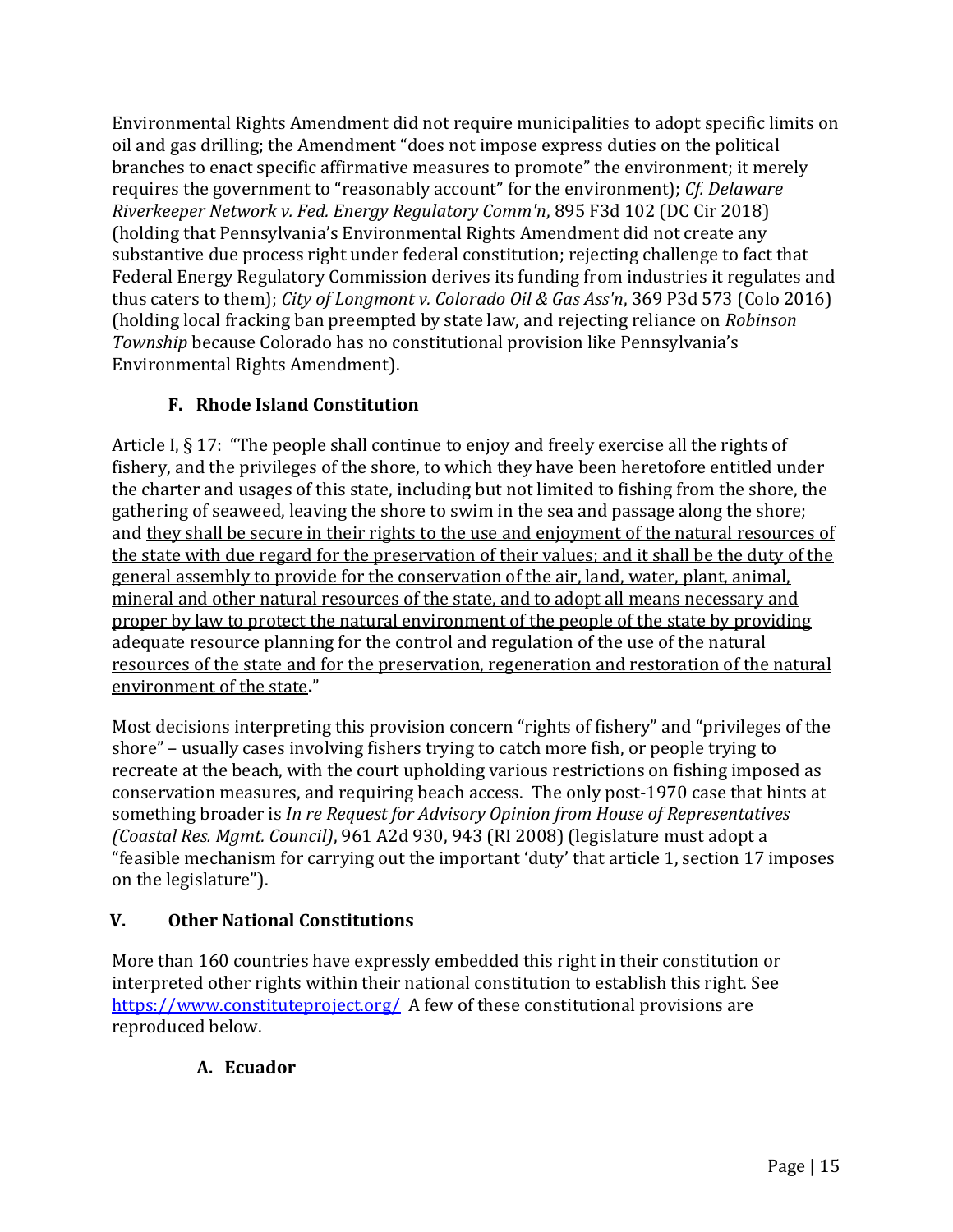Environmental Rights Amendment did not require municipalities to adopt specific limits on oil and gas drilling; the Amendment "does not impose express duties on the political branches to enact specific affirmative measures to promote" the environment; it merely requires the government to "reasonably account" for the environment); *Cf. Delaware Riverkeeper Network v. Fed. Energy Regulatory Comm'n*, 895 F3d 102 (DC Cir 2018) (holding that Pennsylvania's Environmental Rights Amendment did not create any substantive due process right under federal constitution; rejecting challenge to fact that Federal Energy Regulatory Commission derives its funding from industries it regulates and thus caters to them); *City of Longmont v. Colorado Oil & Gas Ass'n*, 369 P3d 573 (Colo 2016) (holding local fracking ban preempted by state law, and rejecting reliance on *Robinson Township* because Colorado has no constitutional provision like Pennsylvania's Environmental Rights Amendment).

### F. Rhode Island Constitution

Article I, § 17: "The people shall continue to enjoy and freely exercise all the rights of fishery, and the privileges of the shore, to which they have been heretofore entitled under the charter and usages of this state, including but not limited to fishing from the shore, the gathering of seaweed, leaving the shore to swim in the sea and passage along the shore; and <u>they shall be secure in their rights to the use and enjoyment of the natural resources of the state with due regard for the preservation of their values; and it shall be the duty of the general assembly to provide for the conservation of the air, land, water, plant, animal, mineral and other natural resources of the state, and to adopt all means necessary and proper by law to protect the natural environment of the people of the state by providing adequate resource planning for the control and regulation of the use of the natural resources of the state and for the preservation, regeneration and restoration of the natural environment of the state</u>**.**"

Most decisions interpreting this provision concern "rights of fishery" and "privileges of the shore" – usually cases involving fishers trying to catch more fish, or people trying to recreate at the beach, with the court upholding various restrictions on fishing imposed as conservation measures, and requiring beach access. The only post-1970 case that hints at something broader is *In re Request for Advisory Opinion from House of Representatives (Coastal Res. Mgmt. Council)*, 961 A2d 930, 943 (RI 2008) (legislature must adopt a "feasible mechanism for carrying out the important 'duty' that article 1, section 17 imposes on the legislature").

## V. Other National Constitutions

More than 160 countries have expressly embedded this right in their constitution or interpreted other rights within their national constitution to establish this right. See https://www.constituteproject.org/ A few of these constitutional provisions are reproduced below.

### A. Ecuador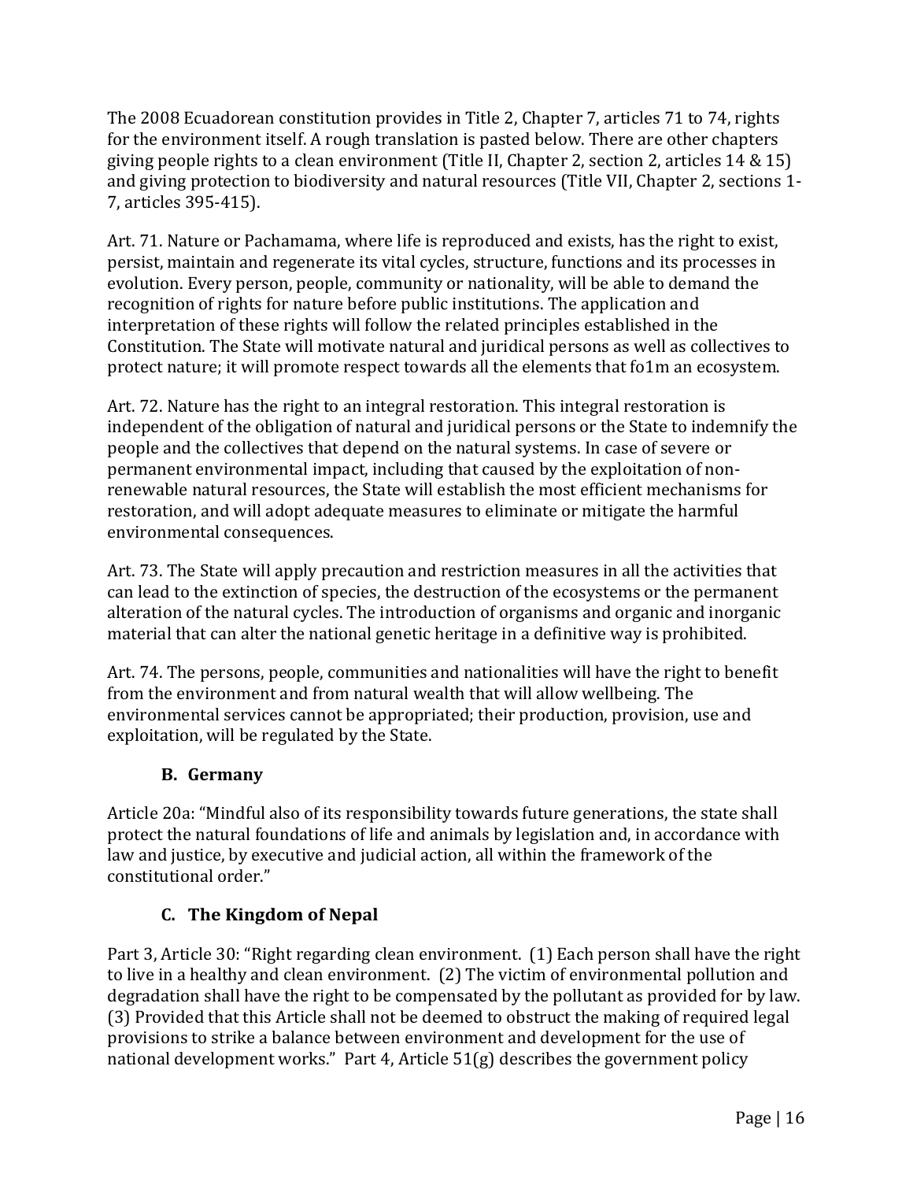The 2008 Ecuadorean constitution provides in Title 2, Chapter 7, articles 71 to 74, rights for the environment itself. A rough translation is pasted below. There are other chapters giving people rights to a clean environment (Title II, Chapter 2, section 2, articles 14 & 15) and giving protection to biodiversity and natural resources (Title VII, Chapter 2, sections 1-7, articles 395-415).

Art. 71. Nature or Pachamama, where life is reproduced and exists, has the right to exist, persist, maintain and regenerate its vital cycles, structure, functions and its processes in evolution. Every person, people, community or nationality, will be able to demand the recognition of rights for nature before public institutions. The application and interpretation of these rights will follow the related principles established in the Constitution. The State will motivate natural and juridical persons as well as collectives to protect nature; it will promote respect towards all the elements that fo1m an ecosystem.

Art. 72. Nature has the right to an integral restoration. This integral restoration is independent of the obligation of natural and juridical persons or the State to indemnify the people and the collectives that depend on the natural systems. In case of severe or permanent environmental impact, including that caused by the exploitation of non-renewable natural resources, the State will establish the most efficient mechanisms for restoration, and will adopt adequate measures to eliminate or mitigate the harmful environmental consequences.

Art. 73. The State will apply precaution and restriction measures in all the activities that can lead to the extinction of species, the destruction of the ecosystems or the permanent alteration of the natural cycles. The introduction of organisms and organic and inorganic material that can alter the national genetic heritage in a definitive way is prohibited.

Art. 74. The persons, people, communities and nationalities will have the right to benefit from the environment and from natural wealth that will allow wellbeing. The environmental services cannot be appropriated; their production, provision, use and exploitation, will be regulated by the State.

### B. Germany

Article 20a: "Mindful also of its responsibility towards future generations, the state shall protect the natural foundations of life and animals by legislation and, in accordance with law and justice, by executive and judicial action, all within the framework of the constitutional order."

### C. The Kingdom of Nepal

Part 3, Article 30: "Right regarding clean environment. (1) Each person shall have the right to live in a healthy and clean environment. (2) The victim of environmental pollution and degradation shall have the right to be compensated by the pollutant as provided for by law. (3) Provided that this Article shall not be deemed to obstruct the making of required legal provisions to strike a balance between environment and development for the use of national development works." Part 4, Article 51(g) describes the government policy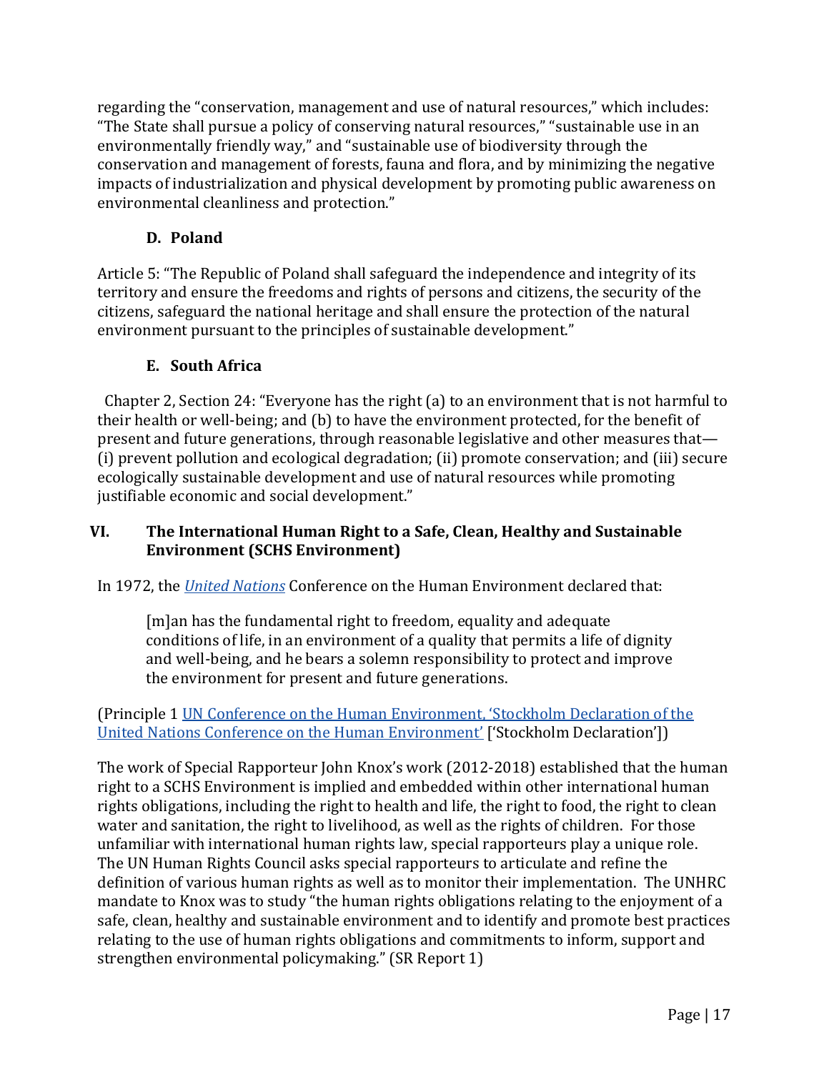regarding the "conservation, management and use of natural resources," which includes: "The State shall pursue a policy of conserving natural resources," "sustainable use in an environmentally friendly way," and "sustainable use of biodiversity through the conservation and management of forests, fauna and flora, and by minimizing the negative impacts of industrialization and physical development by promoting public awareness on environmental cleanliness and protection."

### D. Poland

Article 5: "The Republic of Poland shall safeguard the independence and integrity of its territory and ensure the freedoms and rights of persons and citizens, the security of the citizens, safeguard the national heritage and shall ensure the protection of the natural environment pursuant to the principles of sustainable development."

### E. South Africa

Chapter 2, Section 24: "Everyone has the right (a) to an environment that is not harmful to their health or well-being; and (b) to have the environment protected, for the benefit of present and future generations, through reasonable legislative and other measures that—(i) prevent pollution and ecological degradation; (ii) promote conservation; and (iii) secure ecologically sustainable development and use of natural resources while promoting justifiable economic and social development."

## VI. The International Human Right to a Safe, Clean, Healthy and Sustainable Environment (SCHS Environment)

In 1972, the *United Nations* Conference on the Human Environment declared that:

> [m]an has the fundamental right to freedom, equality and adequate conditions of life, in an environment of a quality that permits a life of dignity and well-being, and he bears a solemn responsibility to protect and improve the environment for present and future generations.

(Principle 1 UN Conference on the Human Environment, 'Stockholm Declaration of the United Nations Conference on the Human Environment' ['Stockholm Declaration'])

The work of Special Rapporteur John Knox's work (2012-2018) established that the human right to a SCHS Environment is implied and embedded within other international human rights obligations, including the right to health and life, the right to food, the right to clean water and sanitation, the right to livelihood, as well as the rights of children. For those unfamiliar with international human rights law, special rapporteurs play a unique role. The UN Human Rights Council asks special rapporteurs to articulate and refine the definition of various human rights as well as to monitor their implementation. The UNHRC mandate to Knox was to study "the human rights obligations relating to the enjoyment of a safe, clean, healthy and sustainable environment and to identify and promote best practices relating to the use of human rights obligations and commitments to inform, support and strengthen environmental policymaking." (SR Report 1)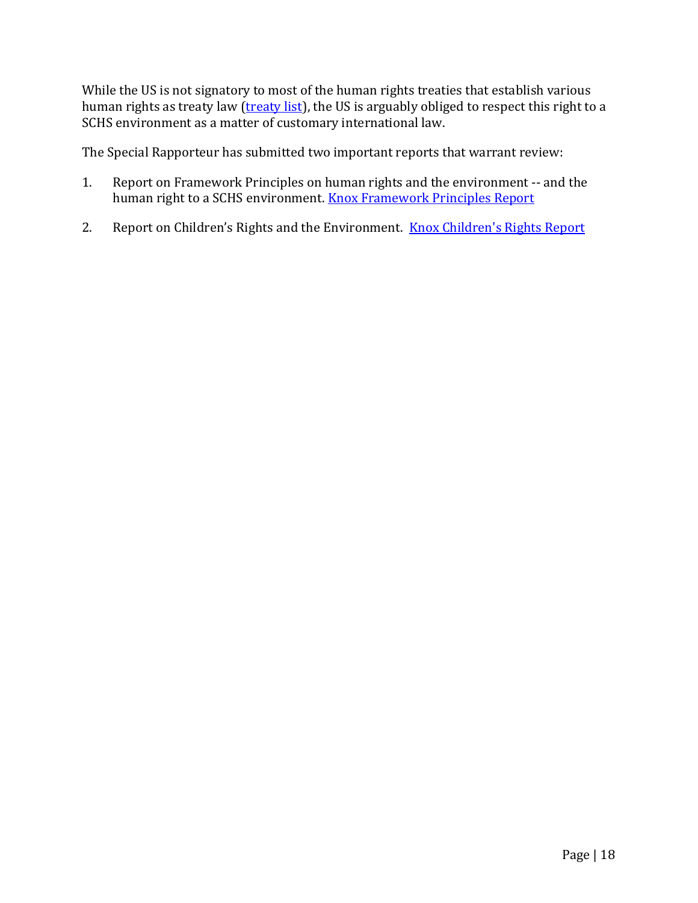While the US is not signatory to most of the human rights treaties that establish various human rights as treaty law (treaty list), the US is arguably obliged to respect this right to a SCHS environment as a matter of customary international law.

The Special Rapporteur has submitted two important reports that warrant review:

1. Report on Framework Principles on human rights and the environment -- and the human right to a SCHS environment. Knox Framework Principles Report

2. Report on Children's Rights and the Environment. Knox Children's Rights Report